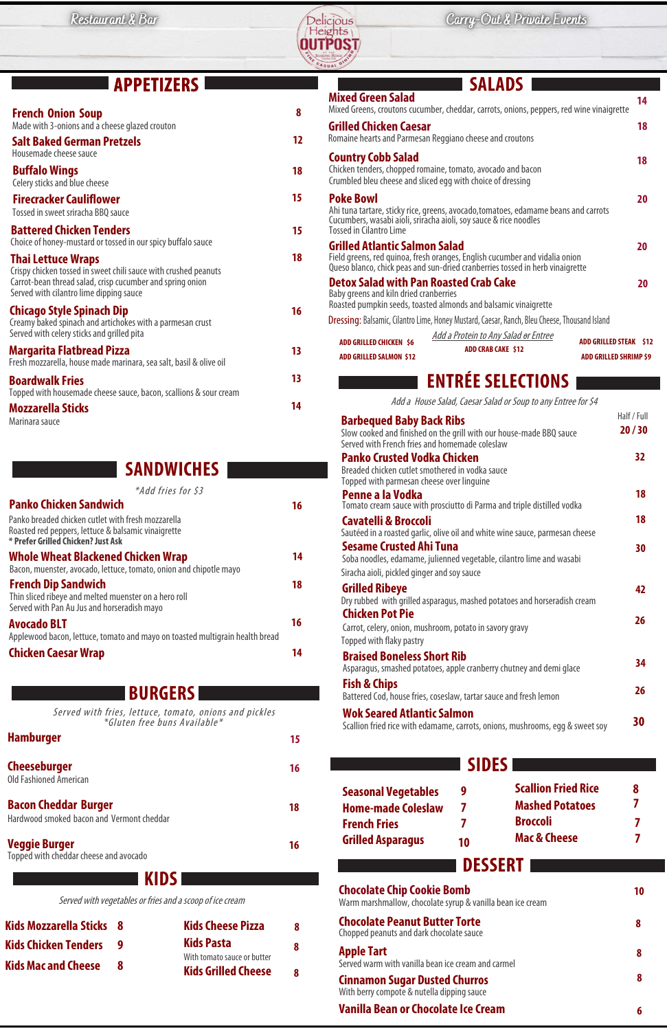Restaurant & Bar

Delicious Heights OUTPOST

Carry-Out & Private Events

## APPETIZERS

**French Onion Soup** 8
Made with 3-onions and a cheese glazed crouton

**Salt Baked German Pretzels** 12
Housemade cheese sauce

**Buffalo Wings** 18
Celery sticks and blue cheese

**Firecracker Cauliflower** 15
Tossed in sweet sriracha BBQ sauce

**Battered Chicken Tenders** 15
Choice of honey-mustard or tossed in our spicy buffalo sauce

**Thai Lettuce Wraps** 18
Crispy chicken tossed in sweet chili sauce with crushed peanuts
Carrot-bean thread salad, crisp cucumber and spring onion
Served with cilantro lime dipping sauce

**Chicago Style Spinach Dip** 16
Creamy baked spinach and artichokes with a parmesan crust
Served with celery sticks and grilled pita

**Margarita Flatbread Pizza** 13
Fresh mozzarella, house made marinara, sea salt, basil & olive oil

**Boardwalk Fries** 13
Topped with housemade cheese sauce, bacon, scallions & sour cream

**Mozzarella Sticks** 14
Marinara sauce

## SANDWICHES

*\*Add fries for $3*

**Panko Chicken Sandwich** 16
Panko breaded chicken cutlet with fresh mozzarella
Roasted red peppers, lettuce & balsamic vinaigrette
**\* Prefer Grilled Chicken? Just Ask**

**Whole Wheat Blackened Chicken Wrap** 14
Bacon, muenster, avocado, lettuce, tomato, onion and chipotle mayo

**French Dip Sandwich** 18
Thin sliced ribeye and melted muenster on a hero roll
Served with Pan Au Jus and horseradish mayo

**Avocado BLT** 16
Applewood bacon, lettuce, tomato and mayo on toasted multigrain health bread

**Chicken Caesar Wrap** 14

## BURGERS

*Served with fries, lettuce, tomato, onions and pickles*
*\*Gluten free buns Available\**

**Hamburger** 15

**Cheeseburger** 16
Old Fashioned American

**Bacon Cheddar Burger** 18
Hardwood smoked bacon and Vermont cheddar

**Veggie Burger** 16
Topped with cheddar cheese and avocado

## KIDS

*Served with vegetables or fries and a scoop of ice cream*

**Kids Mozzarella Sticks** 8
**Kids Chicken Tenders** 9
**Kids Mac and Cheese** 8
**Kids Cheese Pizza** 8
**Kids Pasta** 8
With tomato sauce or butter
**Kids Grilled Cheese** 8

## SALADS

**Mixed Green Salad** 14
Mixed Greens, croutons cucumber, cheddar, carrots, onions, peppers, red wine vinaigrette

**Grilled Chicken Caesar** 18
Romaine hearts and Parmesan Reggiano cheese and croutons

**Country Cobb Salad** 18
Chicken tenders, chopped romaine, tomato, avocado and bacon
Crumbled bleu cheese and sliced egg with choice of dressing

**Poke Bowl** 20
Ahi tuna tartare, sticky rice, greens, avocado,tomatoes, edamame beans and carrots
Cucumbers, wasabi aioli, sriracha aioli, soy sauce & rice noodles
Tossed in Cilantro Lime

**Grilled Atlantic Salmon Salad** 20
Field greens, red quinoa, fresh oranges, English cucumber and vidalia onion
Queso blanco, chick peas and sun-dried cranberries tossed in herb vinaigrette

**Detox Salad with Pan Roasted Crab Cake** 20
Baby greens and kiln dried cranberries
Roasted pumpkin seeds, toasted almonds and balsamic vinaigrette

Dressing: Balsamic, Cilantro Lime, Honey Mustard, Caesar, Ranch, Bleu Cheese, Thousand Island

*Add a Protein to Any Salad or Entree*

**ADD GRILLED CHICKEN $6** | **ADD CRAB CAKE $12** | **ADD GRILLED STEAK $12**
**ADD GRILLED SALMON $12** | **ADD GRILLED SHRIMP $9**

## ENTRÉE SELECTIONS

*Add a House Salad, Caesar Salad or Soup to any Entree for $4*

**Barbequed Baby Back Ribs** Half / Full 20 / 30
Slow cooked and finished on the grill with our house-made BBQ sauce
Served with French fries and homemade coleslaw

**Panko Crusted Vodka Chicken** 32
Breaded chicken cutlet smothered in vodka sauce
Topped with parmesan cheese over linguine

**Penne a la Vodka** 18
Tomato cream sauce with prosciutto di Parma and triple distilled vodka

**Cavatelli & Broccoli** 18
Sautéed in a roasted garlic, olive oil and white wine sauce, parmesan cheese

**Sesame Crusted Ahi Tuna** 30
Soba noodles, edamame, julienned vegetable, cilantro lime and wasabi
Siracha aioli, pickled ginger and soy sauce

**Grilled Ribeye** 42
Dry rubbed with grilled asparagus, mashed potatoes and horseradish cream

**Chicken Pot Pie** 26
Carrot, celery, onion, mushroom, potato in savory gravy
Topped with flaky pastry

**Braised Boneless Short Rib** 34
Asparagus, smashed potatoes, apple cranberry chutney and demi glace

**Fish & Chips** 26
Battered Cod, house fries, coseslaw, tartar sauce and fresh lemon

**Wok Seared Atlantic Salmon** 30
Scallion fried rice with edamame, carrots, onions, mushrooms, egg & sweet soy

## SIDES

| | | | |
|---|---|---|---|
| **Seasonal Vegetables** | 9 | **Scallion Fried Rice** | 8 |
| **Home-made Coleslaw** | 7 | **Mashed Potatoes** | 7 |
| **French Fries** | 7 | **Broccoli** | 7 |
| **Grilled Asparagus** | 10 | **Mac & Cheese** | 7 |

## DESSERT

**Chocolate Chip Cookie Bomb** 10
Warm marshmallow, chocolate syrup & vanilla bean ice cream

**Chocolate Peanut Butter Torte** 8
Chopped peanuts and dark chocolate sauce

**Apple Tart** 8
Served warm with vanilla bean ice cream and carmel

**Cinnamon Sugar Dusted Churros** 8
With berry compote & nutella dipping sauce

**Vanilla Bean or Chocolate Ice Cream** 6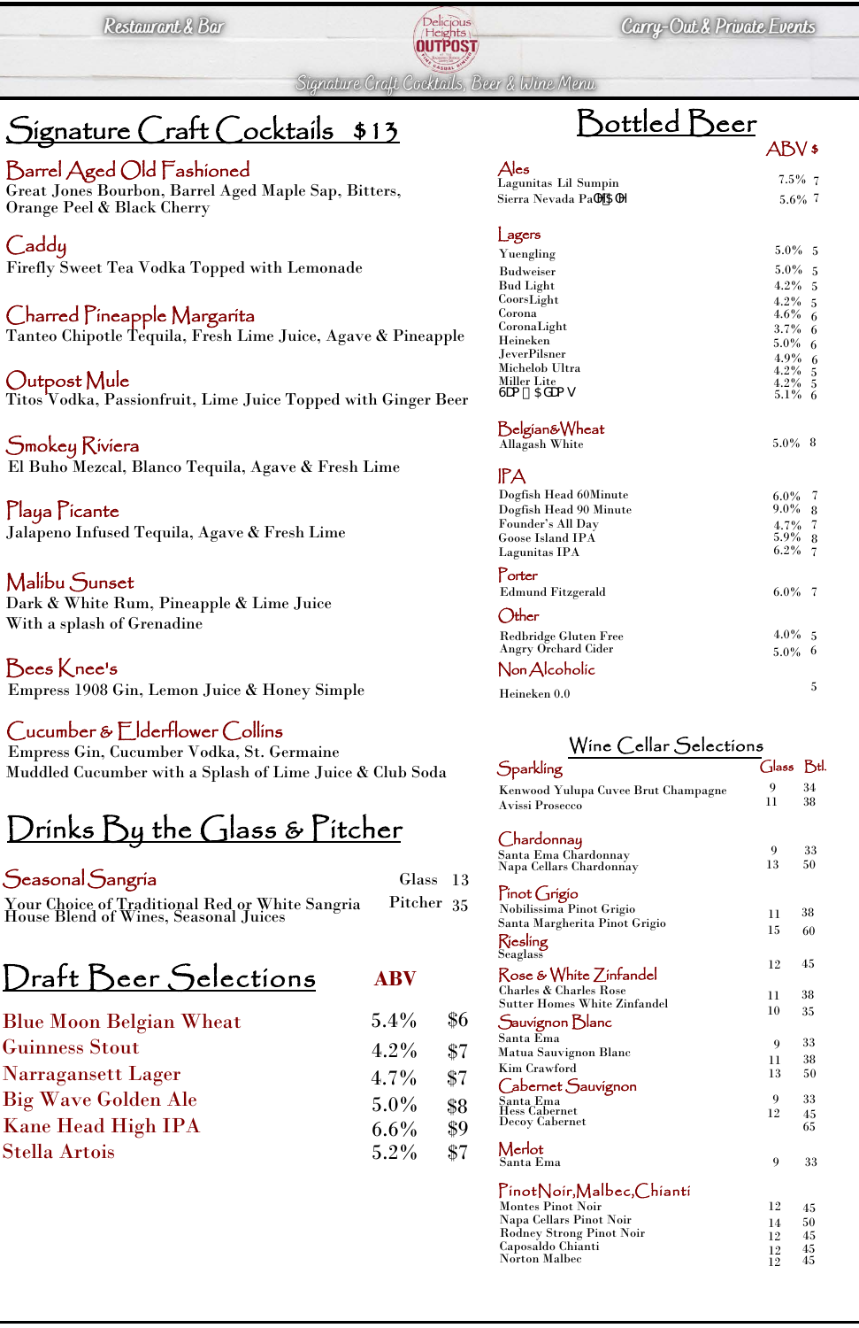Restaurant & Bar

Delicious Heights OUTPOST

Carry-Out & Private Events

Signature Craft Cocktails, Beer & Wine Menu

# Signature Craft Cocktails $13

## Barrel Aged Old Fashioned
Great Jones Bourbon, Barrel Aged Maple Sap, Bitters, Orange Peel & Black Cherry

## Caddy
Firefly Sweet Tea Vodka Topped with Lemonade

## Charred Pineapple Margarita
Tanteo Chipotle Tequila, Fresh Lime Juice, Agave & Pineapple

## Outpost Mule
Titos Vodka, Passionfruit, Lime Juice Topped with Ginger Beer

## Smokey Riviera
El Buho Mezcal, Blanco Tequila, Agave & Fresh Lime

## Playa Picante
Jalapeno Infused Tequila, Agave & Fresh Lime

## Malibu Sunset
Dark & White Rum, Pineapple & Lime Juice
With a splash of Grenadine

## Bees Knee's
Empress 1908 Gin, Lemon Juice & Honey Simple

## Cucumber & Elderflower Collins
Empress Gin, Cucumber Vodka, St. Germaine
Muddled Cucumber with a Splash of Lime Juice & Club Soda

# Drinks By the Glass & Pitcher

## Seasonal Sangria
Your Choice of Traditional Red or White Sangria
House Blend of Wines, Seasonal Juices

Glass 13
Pitcher 35

# Draft Beer Selections

| | ABV | |
|---|---|---|
| Blue Moon Belgian Wheat | 5.4% | $6 |
| Guinness Stout | 4.2% | $7 |
| Narragansett Lager | 4.7% | $7 |
| Big Wave Golden Ale | 5.0% | $8 |
| Kane Head High IPA | 6.6% | $9 |
| Stella Artois | 5.2% | $7 |

# Bottled Beer

| | ABV | $ |
|---|---|---|
| **Ales** | | |
| Lagunitas Lil Sumpin | 7.5% | 7 |
| Sierra Nevada Pale Ale | 5.6% | 7 |
| **Lagers** | | |
| Yuengling | 5.0% | 5 |
| Budweiser | 5.0% | 5 |
| Bud Light | 4.2% | 5 |
| CoorsLight | 4.2% | 5 |
| Corona | 4.6% | 6 |
| CoronaLight | 3.7% | 6 |
| Heineken | 5.0% | 6 |
| JeverPilsner | 4.9% | 6 |
| Michelob Ultra | 4.2% | 5 |
| Miller Lite | 4.2% | 5 |
| Sam Adams | 5.1% | 6 |
| **Belgian&Wheat** | | |
| Allagash White | 5.0% | 8 |
| **IPA** | | |
| Dogfish Head 60Minute | 6.0% | 7 |
| Dogfish Head 90 Minute | 9.0% | 8 |
| Founder's All Day | 4.7% | 7 |
| Goose Island IPA | 5.9% | 8 |
| Lagunitas IPA | 6.2% | 7 |
| **Porter** | | |
| Edmund Fitzgerald | 6.0% | 7 |
| **Other** | | |
| Redbridge Gluten Free | 4.0% | 5 |
| Angry Orchard Cider | 5.0% | 6 |
| **Non Alcoholic** | | |
| Heineken 0.0 | | 5 |

# Wine Cellar Selections

| | Glass | Btl. |
|---|---|---|
| **Sparkling** | | |
| Kenwood Yulupa Cuvee Brut Champagne | 9 | 34 |
| Avissi Prosecco | 11 | 38 |
| **Chardonnay** | | |
| Santa Ema Chardonnay | 9 | 33 |
| Napa Cellars Chardonnay | 13 | 50 |
| **Pinot Grigio** | | |
| Nobilissima Pinot Grigio | 11 | 38 |
| Santa Margherita Pinot Grigio | 15 | 60 |
| **Riesling** | | |
| Seaglass | 12 | 45 |
| **Rose & White Zinfandel** | | |
| Charles & Charles Rose | 11 | 38 |
| Sutter Homes White Zinfandel | 10 | 35 |
| **Sauvignon Blanc** | | |
| Santa Ema | 9 | 33 |
| Matua Sauvignon Blanc | 11 | 38 |
| Kim Crawford | 13 | 50 |
| **Cabernet Sauvignon** | | |
| Santa Ema | 9 | 33 |
| Hess Cabernet | 12 | 45 |
| Decoy Cabernet | | 65 |
| **Merlot** | | |
| Santa Ema | 9 | 33 |
| **PinotNoir,Malbec,Chianti** | | |
| Montes Pinot Noir | 12 | 45 |
| Napa Cellars Pinot Noir | 14 | 50 |
| Rodney Strong Pinot Noir | 12 | 45 |
| Caposaldo Chianti | 12 | 45 |
| Norton Malbec | 12 | 45 |